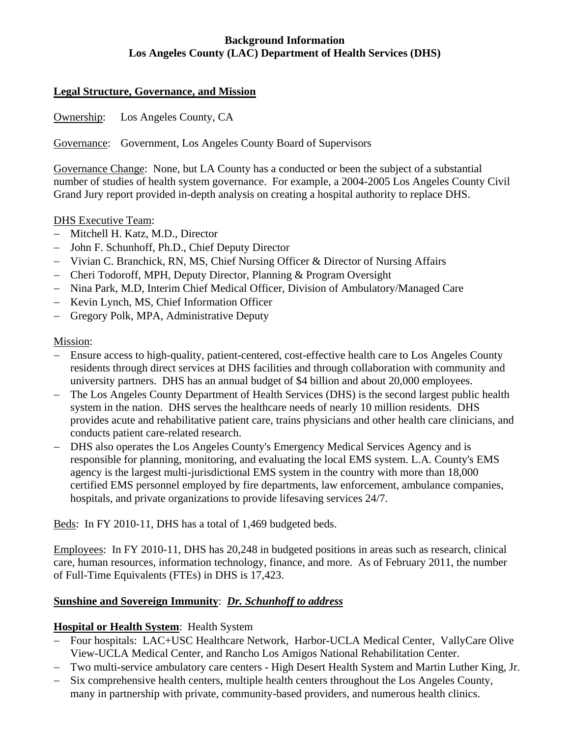**Background Information**
**Los Angeles County (LAC) Department of Health Services (DHS)**

## Legal Structure, Governance, and Mission

Ownership: Los Angeles County, CA

Governance: Government, Los Angeles County Board of Supervisors

Governance Change: None, but LA County has a conducted or been the subject of a substantial number of studies of health system governance. For example, a 2004-2005 Los Angeles County Civil Grand Jury report provided in-depth analysis on creating a hospital authority to replace DHS.

DHS Executive Team:

- Mitchell H. Katz, M.D., Director
- John F. Schunhoff, Ph.D., Chief Deputy Director
- Vivian C. Branchick, RN, MS, Chief Nursing Officer & Director of Nursing Affairs
- Cheri Todoroff, MPH, Deputy Director, Planning & Program Oversight
- Nina Park, M.D, Interim Chief Medical Officer, Division of Ambulatory/Managed Care
- Kevin Lynch, MS, Chief Information Officer
- Gregory Polk, MPA, Administrative Deputy

Mission:

- Ensure access to high-quality, patient-centered, cost-effective health care to Los Angeles County residents through direct services at DHS facilities and through collaboration with community and university partners. DHS has an annual budget of $4 billion and about 20,000 employees.
- The Los Angeles County Department of Health Services (DHS) is the second largest public health system in the nation. DHS serves the healthcare needs of nearly 10 million residents. DHS provides acute and rehabilitative patient care, trains physicians and other health care clinicians, and conducts patient care-related research.
- DHS also operates the Los Angeles County's Emergency Medical Services Agency and is responsible for planning, monitoring, and evaluating the local EMS system. L.A. County's EMS agency is the largest multi-jurisdictional EMS system in the country with more than 18,000 certified EMS personnel employed by fire departments, law enforcement, ambulance companies, hospitals, and private organizations to provide lifesaving services 24/7.

Beds: In FY 2010-11, DHS has a total of 1,469 budgeted beds.

Employees: In FY 2010-11, DHS has 20,248 in budgeted positions in areas such as research, clinical care, human resources, information technology, finance, and more. As of February 2011, the number of Full-Time Equivalents (FTEs) in DHS is 17,423.

**Sunshine and Sovereign Immunity**: ***Dr. Schunhoff to address***

**Hospital or Health System**: Health System

- Four hospitals: LAC+USC Healthcare Network, Harbor-UCLA Medical Center, VallyCare Olive View-UCLA Medical Center, and Rancho Los Amigos National Rehabilitation Center.
- Two multi-service ambulatory care centers - High Desert Health System and Martin Luther King, Jr.
- Six comprehensive health centers, multiple health centers throughout the Los Angeles County, many in partnership with private, community-based providers, and numerous health clinics.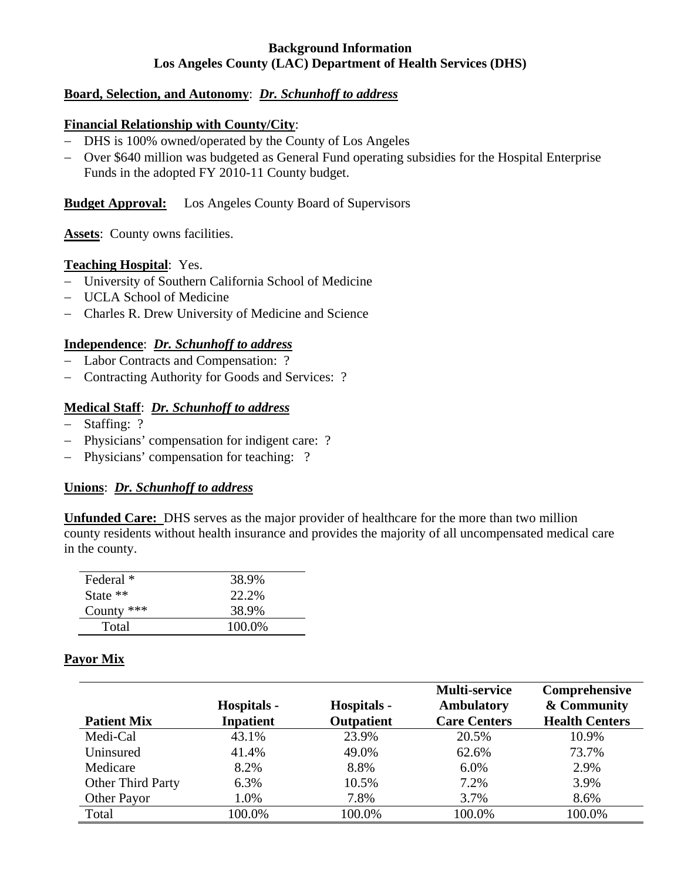**Background Information**
**Los Angeles County (LAC) Department of Health Services (DHS)**

**Board, Selection, and Autonomy**: ***Dr. Schunhoff to address***

**Financial Relationship with County/City**:

- DHS is 100% owned/operated by the County of Los Angeles
- Over $640 million was budgeted as General Fund operating subsidies for the Hospital Enterprise Funds in the adopted FY 2010-11 County budget.

**Budget Approval:** Los Angeles County Board of Supervisors

**Assets**: County owns facilities.

**Teaching Hospital**: Yes.

- University of Southern California School of Medicine
- UCLA School of Medicine
- Charles R. Drew University of Medicine and Science

**Independence**: ***Dr. Schunhoff to address***

- Labor Contracts and Compensation: ?
- Contracting Authority for Goods and Services: ?

**Medical Staff**: ***Dr. Schunhoff to address***

- Staffing: ?
- Physicians' compensation for indigent care: ?
- Physicians' compensation for teaching: ?

**Unions**: ***Dr. Schunhoff to address***

**Unfunded Care:** DHS serves as the major provider of healthcare for the more than two million county residents without health insurance and provides the majority of all uncompensated medical care in the county.

| | |
|---|---|
| Federal * | 38.9% |
| State ** | 22.2% |
| County *** | 38.9% |
| Total | 100.0% |

**Payor Mix**

| Patient Mix | Hospitals - Inpatient | Hospitals - Outpatient | Multi-service Ambulatory Care Centers | Comprehensive & Community Health Centers |
|---|---|---|---|---|
| Medi-Cal | 43.1% | 23.9% | 20.5% | 10.9% |
| Uninsured | 41.4% | 49.0% | 62.6% | 73.7% |
| Medicare | 8.2% | 8.8% | 6.0% | 2.9% |
| Other Third Party | 6.3% | 10.5% | 7.2% | 3.9% |
| Other Payor | 1.0% | 7.8% | 3.7% | 8.6% |
| Total | 100.0% | 100.0% | 100.0% | 100.0% |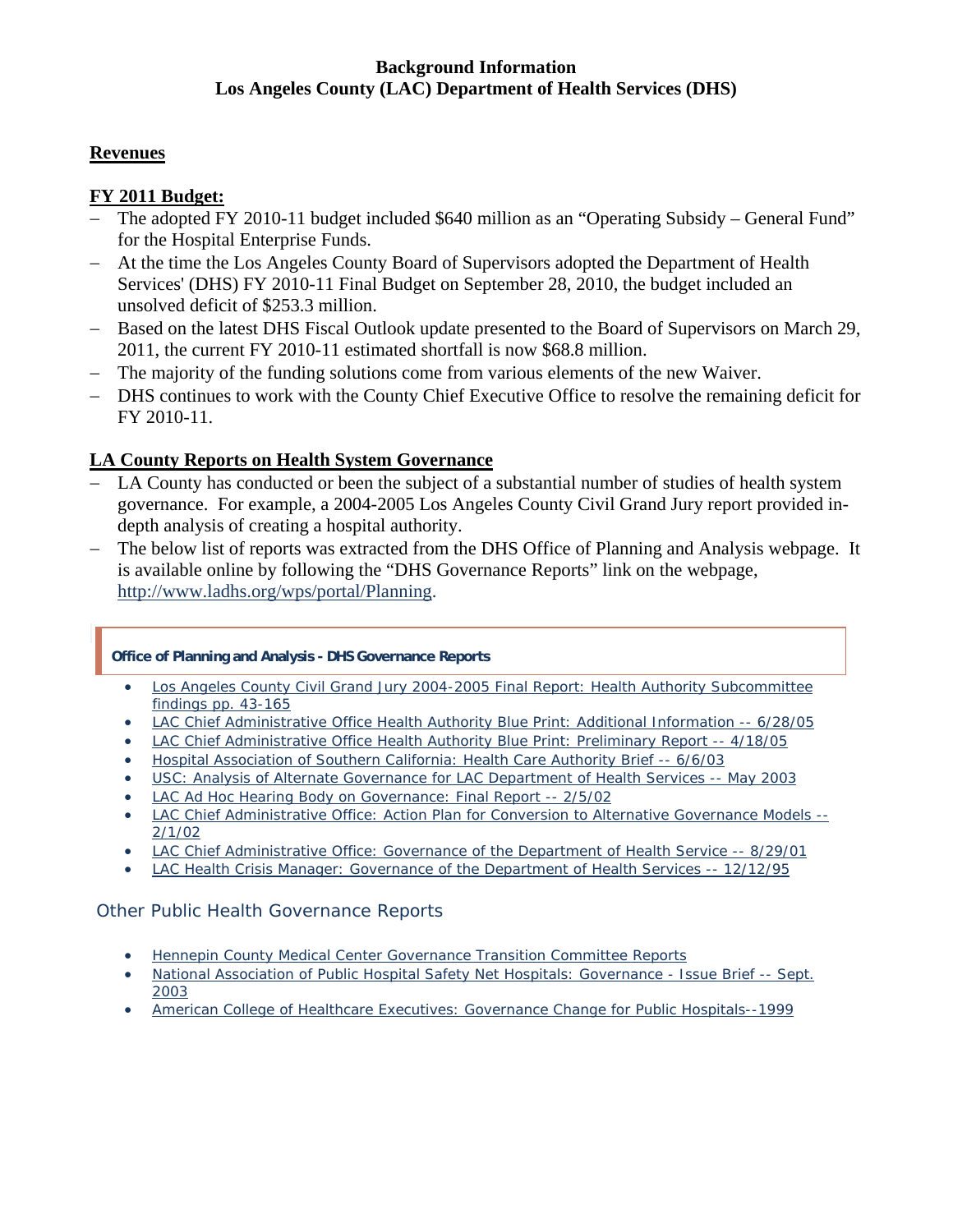**Background Information**
**Los Angeles County (LAC) Department of Health Services (DHS)**

## Revenues

### FY 2011 Budget:

- The adopted FY 2010-11 budget included $640 million as an "Operating Subsidy – General Fund" for the Hospital Enterprise Funds.
- At the time the Los Angeles County Board of Supervisors adopted the Department of Health Services' (DHS) FY 2010-11 Final Budget on September 28, 2010, the budget included an unsolved deficit of $253.3 million.
- Based on the latest DHS Fiscal Outlook update presented to the Board of Supervisors on March 29, 2011, the current FY 2010-11 estimated shortfall is now $68.8 million.
- The majority of the funding solutions come from various elements of the new Waiver.
- DHS continues to work with the County Chief Executive Office to resolve the remaining deficit for FY 2010-11.

### LA County Reports on Health System Governance

- LA County has conducted or been the subject of a substantial number of studies of health system governance. For example, a 2004-2005 Los Angeles County Civil Grand Jury report provided in-depth analysis of creating a hospital authority.
- The below list of reports was extracted from the DHS Office of Planning and Analysis webpage. It is available online by following the "DHS Governance Reports" link on the webpage, http://www.ladhs.org/wps/portal/Planning.

**Office of Planning and Analysis - DHS Governance Reports**

- Los Angeles County Civil Grand Jury 2004-2005 Final Report: Health Authority Subcommittee findings pp. 43-165
- LAC Chief Administrative Office Health Authority Blue Print: Additional Information -- 6/28/05
- LAC Chief Administrative Office Health Authority Blue Print: Preliminary Report -- 4/18/05
- Hospital Association of Southern California: Health Care Authority Brief -- 6/6/03
- USC: Analysis of Alternate Governance for LAC Department of Health Services -- May 2003
- LAC Ad Hoc Hearing Body on Governance: Final Report -- 2/5/02
- LAC Chief Administrative Office: Action Plan for Conversion to Alternative Governance Models -- 2/1/02
- LAC Chief Administrative Office: Governance of the Department of Health Service -- 8/29/01
- LAC Health Crisis Manager: Governance of the Department of Health Services -- 12/12/95

Other Public Health Governance Reports

- Hennepin County Medical Center Governance Transition Committee Reports
- National Association of Public Hospital Safety Net Hospitals: Governance - Issue Brief -- Sept. 2003
- American College of Healthcare Executives: Governance Change for Public Hospitals--1999